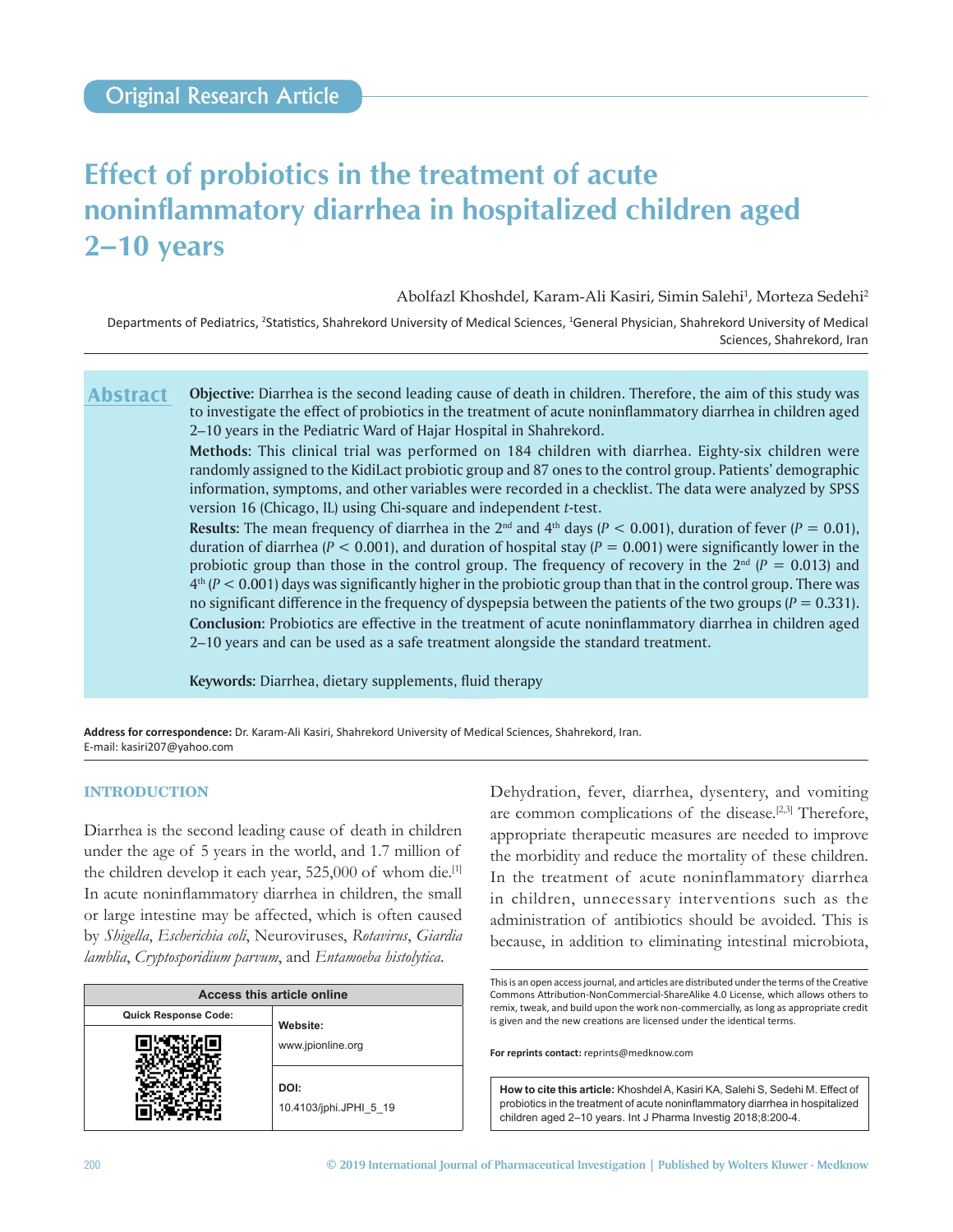Original Research Article

# Effect of probiotics in the treatment of acute noninflammatory diarrhea in hospitalized children aged 2–10 years

Abolfazl Khoshdel, Karam-Ali Kasiri, Simin Salehi[1], Morteza Sedehi[2]

Departments of Pediatrics, [2]Statistics, Shahrekord University of Medical Sciences, [1]General Physician, Shahrekord University of Medical Sciences, Shahrekord, Iran

## Abstract

**Objective:** Diarrhea is the second leading cause of death in children. Therefore, the aim of this study was to investigate the effect of probiotics in the treatment of acute noninflammatory diarrhea in children aged 2–10 years in the Pediatric Ward of Hajar Hospital in Shahrekord.

**Methods**: This clinical trial was performed on 184 children with diarrhea. Eighty-six children were randomly assigned to the KidiLact probiotic group and 87 ones to the control group. Patients' demographic information, symptoms, and other variables were recorded in a checklist. The data were analyzed by SPSS version 16 (Chicago, IL) using Chi-square and independent *t*-test.

**Results**: The mean frequency of diarrhea in the 2nd and 4th days ($P < 0.001$), duration of fever ($P = 0.01$), duration of diarrhea ($P < 0.001$), and duration of hospital stay ($P = 0.001$) were significantly lower in the probiotic group than those in the control group. The frequency of recovery in the 2nd ($P = 0.013$) and 4th ($P < 0.001$) days was significantly higher in the probiotic group than that in the control group. There was no significant difference in the frequency of dyspepsia between the patients of the two groups ($P = 0.331$).

**Conclusion:** Probiotics are effective in the treatment of acute noninflammatory diarrhea in children aged 2–10 years and can be used as a safe treatment alongside the standard treatment.

**Keywords:** Diarrhea, dietary supplements, fluid therapy

**Address for correspondence:** Dr. Karam-Ali Kasiri, Shahrekord University of Medical Sciences, Shahrekord, Iran.
E-mail: kasiri207@yahoo.com

## INTRODUCTION

Diarrhea is the second leading cause of death in children under the age of 5 years in the world, and 1.7 million of the children develop it each year, 525,000 of whom die.[1] In acute noninflammatory diarrhea in children, the small or large intestine may be affected, which is often caused by *Shigella*, *Escherichia coli*, Neuroviruses, *Rotavirus*, *Giardia lamblia*, *Cryptosporidium parvum*, and *Entamoeba histolytica*. Dehydration, fever, diarrhea, dysentery, and vomiting are common complications of the disease.[2,3] Therefore, appropriate therapeutic measures are needed to improve the morbidity and reduce the mortality of these children. In the treatment of acute noninflammatory diarrhea in children, unnecessary interventions such as the administration of antibiotics should be avoided. This is because, in addition to eliminating intestinal microbiota,

| Access this article online | |
|---|---|
| Quick Response Code: | Website: www.jpionline.org |
| | DOI: 10.4103/jphi.JPHI_5_19 |

This is an open access journal, and articles are distributed under the terms of the Creative Commons Attribution-NonCommercial-ShareAlike 4.0 License, which allows others to remix, tweak, and build upon the work non-commercially, as long as appropriate credit is given and the new creations are licensed under the identical terms.

**For reprints contact:** reprints@medknow.com

**How to cite this article:** Khoshdel A, Kasiri KA, Salehi S, Sedehi M. Effect of probiotics in the treatment of acute noninflammatory diarrhea in hospitalized children aged 2–10 years. Int J Pharma Investig 2018;8:200-4.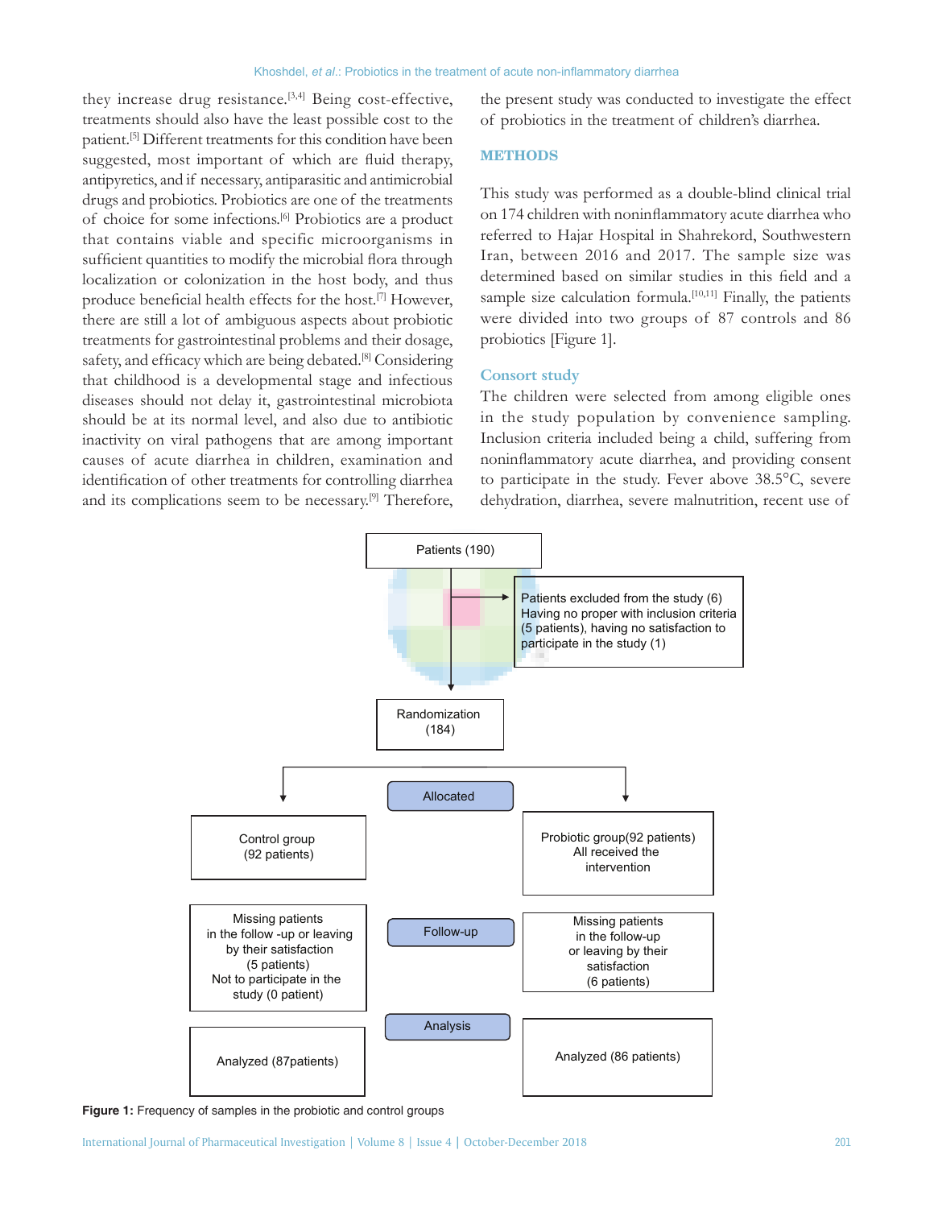they increase drug resistance.[3,4] Being cost-effective, treatments should also have the least possible cost to the patient.[5] Different treatments for this condition have been suggested, most important of which are fluid therapy, antipyretics, and if necessary, antiparasitic and antimicrobial drugs and probiotics. Probiotics are one of the treatments of choice for some infections.[6] Probiotics are a product that contains viable and specific microorganisms in sufficient quantities to modify the microbial flora through localization or colonization in the host body, and thus produce beneficial health effects for the host.[7] However, there are still a lot of ambiguous aspects about probiotic treatments for gastrointestinal problems and their dosage, safety, and efficacy which are being debated.[8] Considering that childhood is a developmental stage and infectious diseases should not delay it, gastrointestinal microbiota should be at its normal level, and also due to antibiotic inactivity on viral pathogens that are among important causes of acute diarrhea in children, examination and identification of other treatments for controlling diarrhea and its complications seem to be necessary.[9] Therefore, the present study was conducted to investigate the effect of probiotics in the treatment of children's diarrhea.

## METHODS

This study was performed as a double-blind clinical trial on 174 children with noninflammatory acute diarrhea who referred to Hajar Hospital in Shahrekord, Southwestern Iran, between 2016 and 2017. The sample size was determined based on similar studies in this field and a sample size calculation formula.[10,11] Finally, the patients were divided into two groups of 87 controls and 86 probiotics [Figure 1].

### Consort study

The children were selected from among eligible ones in the study population by convenience sampling. Inclusion criteria included being a child, suffering from noninflammatory acute diarrhea, and providing consent to participate in the study. Fever above 38.5°C, severe dehydration, diarrhea, severe malnutrition, recent use of

Patients (190)

Patients excluded from the study (6)
Having no proper with inclusion criteria (5 patients), having no satisfaction to participate in the study (1)

Randomization (184)

Allocated

Control group (92 patients)

Probiotic group(92 patients) All received the intervention

Follow-up

Missing patients in the follow -up or leaving by their satisfaction (5 patients) Not to participate in the study (0 patient)

Missing patients in the follow-up or leaving by their satisfaction (6 patients)

Analysis

Analyzed (87patients)

Analyzed (86 patients)

**Figure 1:** Frequency of samples in the probiotic and control groups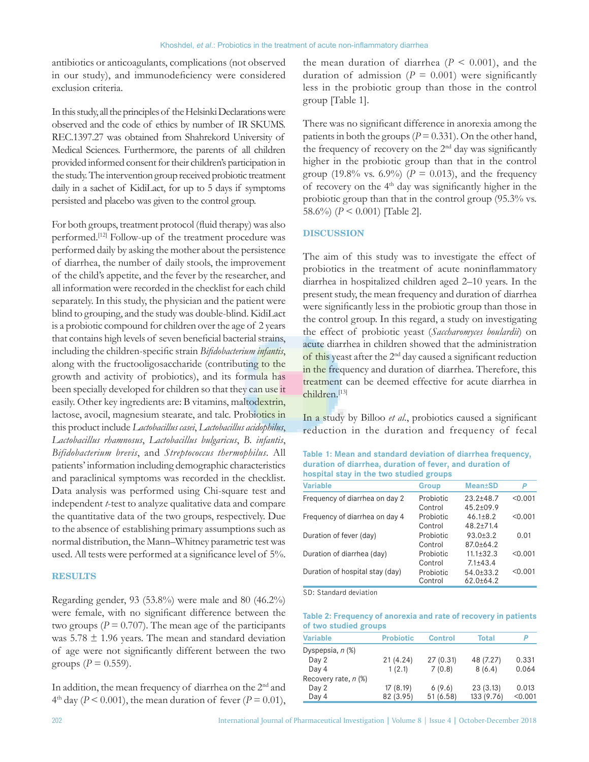antibiotics or anticoagulants, complications (not observed in our study), and immunodeficiency were considered exclusion criteria.

In this study, all the principles of the Helsinki Declarations were observed and the code of ethics by number of IR SKUMS. REC.1397.27 was obtained from Shahrekord University of Medical Sciences. Furthermore, the parents of all children provided informed consent for their children's participation in the study. The intervention group received probiotic treatment daily in a sachet of KidiLact, for up to 5 days if symptoms persisted and placebo was given to the control group.

For both groups, treatment protocol (fluid therapy) was also performed.[12] Follow-up of the treatment procedure was performed daily by asking the mother about the persistence of diarrhea, the number of daily stools, the improvement of the child's appetite, and the fever by the researcher, and all information were recorded in the checklist for each child separately. In this study, the physician and the patient were blind to grouping, and the study was double-blind. KidiLact is a probiotic compound for children over the age of 2 years that contains high levels of seven beneficial bacterial strains, including the children-specific strain *Bifidobacterium infantis*, along with the fructooligosaccharide (contributing to the growth and activity of probiotics), and its formula has been specially developed for children so that they can use it easily. Other key ingredients are: B vitamins, maltodextrin, lactose, avocil, magnesium stearate, and talc. Probiotics in this product include *Lactobacillus casei*, *Lactobacillus acidophilus*, *Lactobacillus rhamnosus*, *Lactobacillus bulgaricus*, *B. infantis*, *Bifidobacterium brevis*, and *Streptococcus thermophilus*. All patients' information including demographic characteristics and paraclinical symptoms was recorded in the checklist. Data analysis was performed using Chi-square test and independent *t*-test to analyze qualitative data and compare the quantitative data of the two groups, respectively. Due to the absence of establishing primary assumptions such as normal distribution, the Mann–Whitney parametric test was used. All tests were performed at a significance level of 5%.

## RESULTS

Regarding gender, 93 (53.8%) were male and 80 (46.2%) were female, with no significant difference between the two groups ($P = 0.707$). The mean age of the participants was 5.78 ± 1.96 years. The mean and standard deviation of age were not significantly different between the two groups ($P = 0.559$).

In addition, the mean frequency of diarrhea on the 2nd and 4th day ($P < 0.001$), the mean duration of fever ($P = 0.01$), the mean duration of diarrhea ($P < 0.001$), and the duration of admission ($P = 0.001$) were significantly less in the probiotic group than those in the control group [Table 1].

There was no significant difference in anorexia among the patients in both the groups ($P = 0.331$). On the other hand, the frequency of recovery on the 2nd day was significantly higher in the probiotic group than that in the control group (19.8% vs. 6.9%) ($P = 0.013$), and the frequency of recovery on the 4th day was significantly higher in the probiotic group than that in the control group (95.3% vs. 58.6%) ($P < 0.001$) [Table 2].

## DISCUSSION

The aim of this study was to investigate the effect of probiotics in the treatment of acute noninflammatory diarrhea in hospitalized children aged 2–10 years. In the present study, the mean frequency and duration of diarrhea were significantly less in the probiotic group than those in the control group. In this regard, a study on investigating the effect of probiotic yeast (*Saccharomyces boulardii*) on acute diarrhea in children showed that the administration of this yeast after the 2nd day caused a significant reduction in the frequency and duration of diarrhea. Therefore, this treatment can be deemed effective for acute diarrhea in children.[13]

In a study by Billoo *et al.*, probiotics caused a significant reduction in the duration and frequency of fecal

**Table 1: Mean and standard deviation of diarrhea frequency, duration of diarrhea, duration of fever, and duration of hospital stay in the two studied groups**

| Variable | Group | Mean±SD | P |
|---|---|---|---|
| Frequency of diarrhea on day 2 | Probiotic | 23.2±48.7 | <0.001 |
| | Control | 45.2±09.9 | |
| Frequency of diarrhea on day 4 | Probiotic | 46.1±8.2 | <0.001 |
| | Control | 48.2±71.4 | |
| Duration of fever (day) | Probiotic | 93.0±3.2 | 0.01 |
| | Control | 87.0±64.2 | |
| Duration of diarrhea (day) | Probiotic | 11.1±32.3 | <0.001 |
| | Control | 7.1±43.4 | |
| Duration of hospital stay (day) | Probiotic | 54.0±33.2 | <0.001 |
| | Control | 62.0±64.2 | |

SD: Standard deviation

**Table 2: Frequency of anorexia and rate of recovery in patients of two studied groups**

| Variable | Probiotic | Control | Total | P |
|---|---|---|---|---|
| Dyspepsia, n (%) | | | | |
| Day 2 | 21 (4.24) | 27 (0.31) | 48 (7.27) | 0.331 |
| Day 4 | 1 (2.1) | 7 (0.8) | 8 (6.4) | 0.064 |
| Recovery rate, n (%) | | | | |
| Day 2 | 17 (8.19) | 6 (9.6) | 23 (3.13) | 0.013 |
| Day 4 | 82 (3.95) | 51 (6.58) | 133 (9.76) | <0.001 |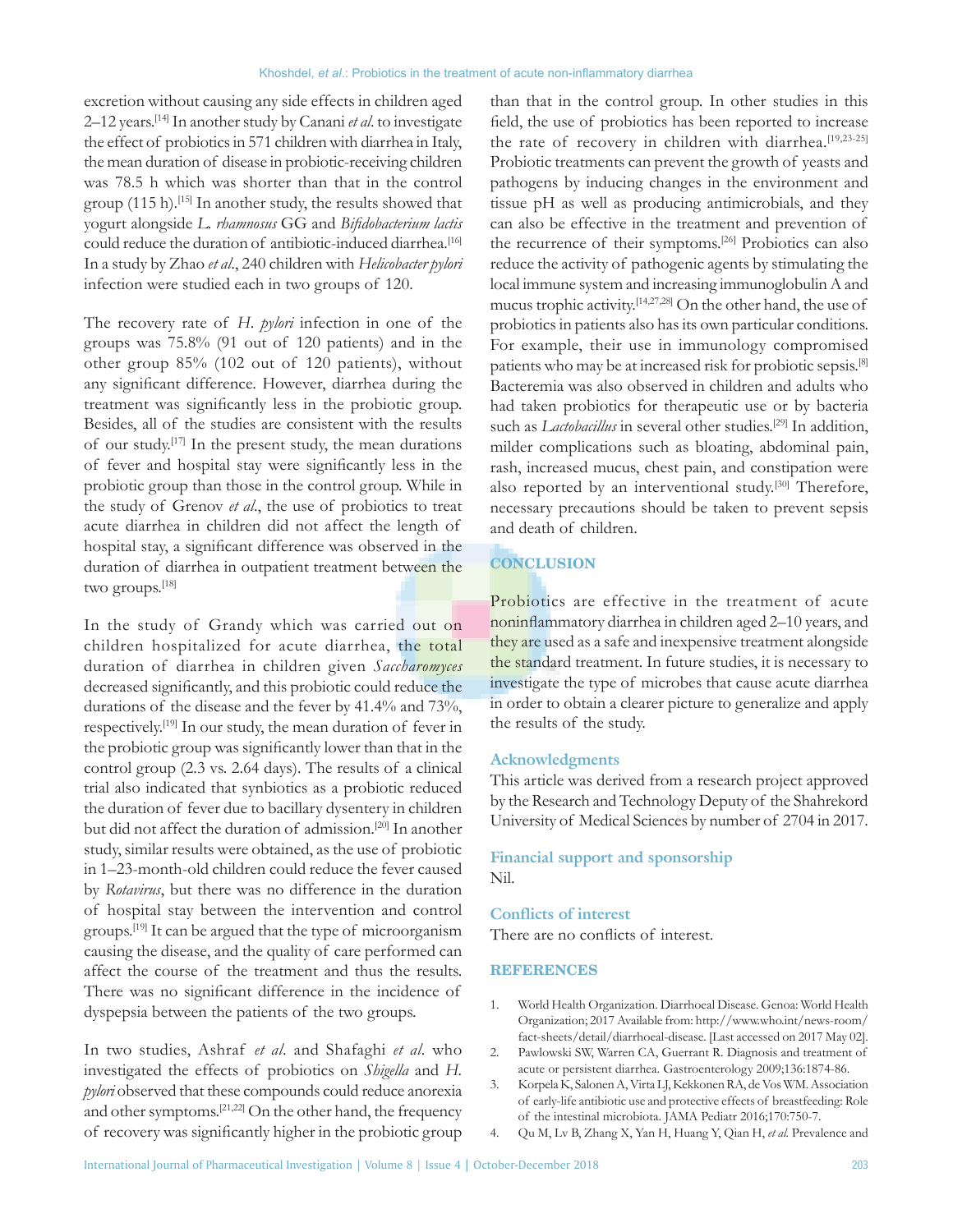excretion without causing any side effects in children aged 2–12 years.[14] In another study by Canani *et al.* to investigate the effect of probiotics in 571 children with diarrhea in Italy, the mean duration of disease in probiotic-receiving children was 78.5 h which was shorter than that in the control group (115 h).[15] In another study, the results showed that yogurt alongside *L. rhamnosus* GG and *Bifidobacterium lactis* could reduce the duration of antibiotic-induced diarrhea.[16] In a study by Zhao *et al.*, 240 children with *Helicobacter pylori* infection were studied each in two groups of 120.

The recovery rate of *H. pylori* infection in one of the groups was 75.8% (91 out of 120 patients) and in the other group 85% (102 out of 120 patients), without any significant difference. However, diarrhea during the treatment was significantly less in the probiotic group. Besides, all of the studies are consistent with the results of our study.[17] In the present study, the mean durations of fever and hospital stay were significantly less in the probiotic group than those in the control group. While in the study of Grenov *et al.*, the use of probiotics to treat acute diarrhea in children did not affect the length of hospital stay, a significant difference was observed in the duration of diarrhea in outpatient treatment between the two groups.[18]

In the study of Grandy which was carried out on children hospitalized for acute diarrhea, the total duration of diarrhea in children given *Saccharomyces* decreased significantly, and this probiotic could reduce the durations of the disease and the fever by 41.4% and 73%, respectively.[19] In our study, the mean duration of fever in the probiotic group was significantly lower than that in the control group (2.3 vs. 2.64 days). The results of a clinical trial also indicated that synbiotics as a probiotic reduced the duration of fever due to bacillary dysentery in children but did not affect the duration of admission.[20] In another study, similar results were obtained, as the use of probiotic in 1–23-month-old children could reduce the fever caused by *Rotavirus*, but there was no difference in the duration of hospital stay between the intervention and control groups.[19] It can be argued that the type of microorganism causing the disease, and the quality of care performed can affect the course of the treatment and thus the results. There was no significant difference in the incidence of dyspepsia between the patients of the two groups.

In two studies, Ashraf *et al.* and Shafaghi *et al.* who investigated the effects of probiotics on *Shigella* and *H. pylori* observed that these compounds could reduce anorexia and other symptoms.[21,22] On the other hand, the frequency of recovery was significantly higher in the probiotic group than that in the control group. In other studies in this field, the use of probiotics has been reported to increase the rate of recovery in children with diarrhea.[19,23-25] Probiotic treatments can prevent the growth of yeasts and pathogens by inducing changes in the environment and tissue pH as well as producing antimicrobials, and they can also be effective in the treatment and prevention of the recurrence of their symptoms.[26] Probiotics can also reduce the activity of pathogenic agents by stimulating the local immune system and increasing immunoglobulin A and mucus trophic activity.[14,27,28] On the other hand, the use of probiotics in patients also has its own particular conditions. For example, their use in immunology compromised patients who may be at increased risk for probiotic sepsis.[8] Bacteremia was also observed in children and adults who had taken probiotics for therapeutic use or by bacteria such as *Lactobacillus* in several other studies.[29] In addition, milder complications such as bloating, abdominal pain, rash, increased mucus, chest pain, and constipation were also reported by an interventional study.[30] Therefore, necessary precautions should be taken to prevent sepsis and death of children.

## CONCLUSION

Probiotics are effective in the treatment of acute noninflammatory diarrhea in children aged 2–10 years, and they are used as a safe and inexpensive treatment alongside the standard treatment. In future studies, it is necessary to investigate the type of microbes that cause acute diarrhea in order to obtain a clearer picture to generalize and apply the results of the study.

### Acknowledgments

This article was derived from a research project approved by the Research and Technology Deputy of the Shahrekord University of Medical Sciences by number of 2704 in 2017.

### Financial support and sponsorship

Nil.

### Conflicts of interest

There are no conflicts of interest.

## REFERENCES

1. World Health Organization. Diarrhoeal Disease. Genoa: World Health Organization; 2017 Available from: http://www.who.int/news-room/fact-sheets/detail/diarrhoeal-disease. [Last accessed on 2017 May 02].
2. Pawlowski SW, Warren CA, Guerrant R. Diagnosis and treatment of acute or persistent diarrhea. Gastroenterology 2009;136:1874-86.
3. Korpela K, Salonen A, Virta LJ, Kekkonen RA, de Vos WM. Association of early-life antibiotic use and protective effects of breastfeeding: Role of the intestinal microbiota. JAMA Pediatr 2016;170:750-7.
4. Qu M, Lv B, Zhang X, Yan H, Huang Y, Qian H, *et al.* Prevalence and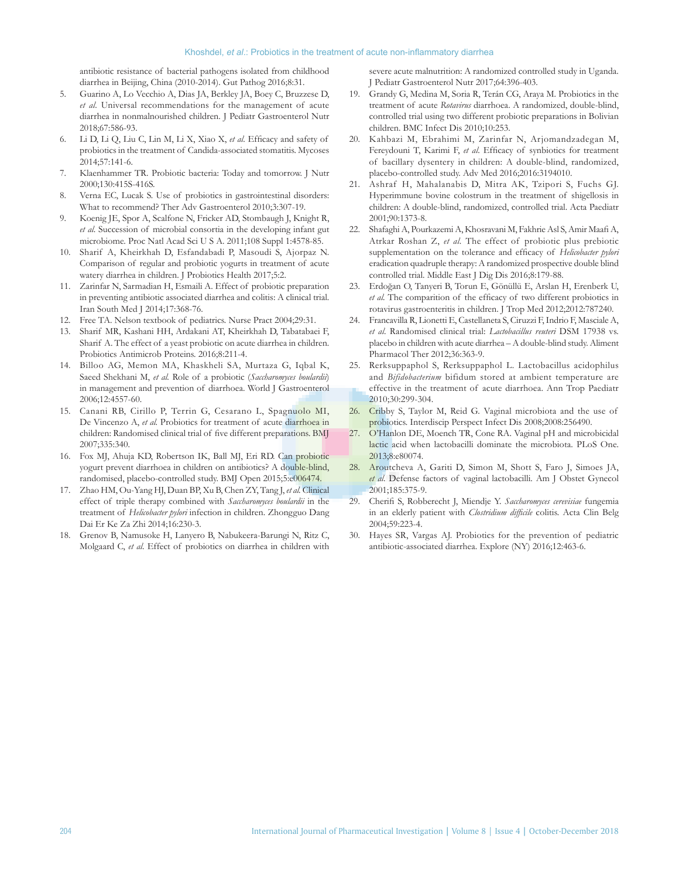antibiotic resistance of bacterial pathogens isolated from childhood diarrhea in Beijing, China (2010-2014). Gut Pathog 2016;8:31.

5. Guarino A, Lo Vecchio A, Dias JA, Berkley JA, Boey C, Bruzzese D, *et al*. Universal recommendations for the management of acute diarrhea in nonmalnourished children. J Pediatr Gastroenterol Nutr 2018;67:586-93.
6. Li D, Li Q, Liu C, Lin M, Li X, Xiao X, *et al*. Efficacy and safety of probiotics in the treatment of Candida-associated stomatitis. Mycoses 2014;57:141-6.
7. Klaenhammer TR. Probiotic bacteria: Today and tomorrow. J Nutr 2000;130:415S-416S.
8. Verna EC, Lucak S. Use of probiotics in gastrointestinal disorders: What to recommend? Ther Adv Gastroenterol 2010;3:307-19.
9. Koenig JE, Spor A, Scalfone N, Fricker AD, Stombaugh J, Knight R, *et al*. Succession of microbial consortia in the developing infant gut microbiome. Proc Natl Acad Sci U S A. 2011;108 Suppl 1:4578-85.
10. Sharif A, Kheirkhah D, Esfandabadi P, Masoudi S, Ajorpaz N. Comparison of regular and probiotic yogurts in treatment of acute watery diarrhea in children. J Probiotics Health 2017;5:2.
11. Zarinfar N, Sarmadian H, Esmaili A. Effect of probiotic preparation in preventing antibiotic associated diarrhea and colitis: A clinical trial. Iran South Med J 2014;17:368-76.
12. Free TA. Nelson textbook of pediatrics. Nurse Pract 2004;29:31.
13. Sharif MR, Kashani HH, Ardakani AT, Kheirkhah D, Tabatabaei F, Sharif A. The effect of a yeast probiotic on acute diarrhea in children. Probiotics Antimicrob Proteins. 2016;8:211-4.
14. Billoo AG, Memon MA, Khaskheli SA, Murtaza G, Iqbal K, Saeed Shekhani M, *et al*. Role of a probiotic (*Saccharomyces boulardii*) in management and prevention of diarrhoea. World J Gastroenterol 2006;12:4557-60.
15. Canani RB, Cirillo P, Terrin G, Cesarano L, Spagnuolo MI, De Vincenzo A, *et al*. Probiotics for treatment of acute diarrhoea in children: Randomised clinical trial of five different preparations. BMJ 2007;335:340.
16. Fox MJ, Ahuja KD, Robertson IK, Ball MJ, Eri RD. Can probiotic yogurt prevent diarrhoea in children on antibiotics? A double-blind, randomised, placebo-controlled study. BMJ Open 2015;5:e006474.
17. Zhao HM, Ou-Yang HJ, Duan BP, Xu B, Chen ZY, Tang J, *et al*. Clinical effect of triple therapy combined with *Saccharomyces boulardii* in the treatment of *Helicobacter pylori* infection in children. Zhongguo Dang Dai Er Ke Za Zhi 2014;16:230-3.
18. Grenov B, Namusoke H, Lanyero B, Nabukeera-Barungi N, Ritz C, Molgaard C, *et al*. Effect of probiotics on diarrhea in children with severe acute malnutrition: A randomized controlled study in Uganda. J Pediatr Gastroenterol Nutr 2017;64:396-403.
19. Grandy G, Medina M, Soria R, Terán CG, Araya M. Probiotics in the treatment of acute *Rotavirus* diarrhoea. A randomized, double-blind, controlled trial using two different probiotic preparations in Bolivian children. BMC Infect Dis 2010;10:253.
20. Kahbazi M, Ebrahimi M, Zarinfar N, Arjomandzadegan M, Fereydouni T, Karimi F, *et al*. Efficacy of synbiotics for treatment of bacillary dysentery in children: A double-blind, randomized, placebo-controlled study. Adv Med 2016;2016:3194010.
21. Ashraf H, Mahalanabis D, Mitra AK, Tzipori S, Fuchs GJ. Hyperimmune bovine colostrum in the treatment of shigellosis in children: A double-blind, randomized, controlled trial. Acta Paediatr 2001;90:1373-8.
22. Shafaghi A, Pourkazemi A, Khosravani M, Fakhrie Asl S, Amir Maafi A, Atrkar Roshan Z, *et al*. The effect of probiotic plus prebiotic supplementation on the tolerance and efficacy of *Helicobacter pylori* eradication quadruple therapy: A randomized prospective double blind controlled trial. Middle East J Dig Dis 2016;8:179-88.
23. Erdoğan O, Tanyeri B, Torun E, Gönüllü E, Arslan H, Erenberk U, *et al*. The comparition of the efficacy of two different probiotics in rotavirus gastroenteritis in children. J Trop Med 2012;2012:787240.
24. Francavilla R, Lionetti E, Castellaneta S, Ciruzzi F, Indrio F, Masciale A, *et al*. Randomised clinical trial: *Lactobacillus reuteri* DSM 17938 vs. placebo in children with acute diarrhea – A double-blind study. Aliment Pharmacol Ther 2012;36:363-9.
25. Rerksuppaphol S, Rerksuppaphol L. Lactobacillus acidophilus and *Bifidobacterium* bifidum stored at ambient temperature are effective in the treatment of acute diarrhoea. Ann Trop Paediatr 2010;30:299-304.
26. Cribby S, Taylor M, Reid G. Vaginal microbiota and the use of probiotics. Interdiscip Perspect Infect Dis 2008;2008:256490.
27. O'Hanlon DE, Moench TR, Cone RA. Vaginal pH and microbicidal lactic acid when lactobacilli dominate the microbiota. PLoS One. 2013;8:e80074.
28. Aroutcheva A, Gariti D, Simon M, Shott S, Faro J, Simoes JA, *et al*. Defense factors of vaginal lactobacilli. Am J Obstet Gynecol 2001;185:375-9.
29. Cherifi S, Robberecht J, Miendje Y. *Saccharomyces cerevisiae* fungemia in an elderly patient with *Clostridium difficile* colitis. Acta Clin Belg 2004;59:223-4.
30. Hayes SR, Vargas AJ. Probiotics for the prevention of pediatric antibiotic-associated diarrhea. Explore (NY) 2016;12:463-6.